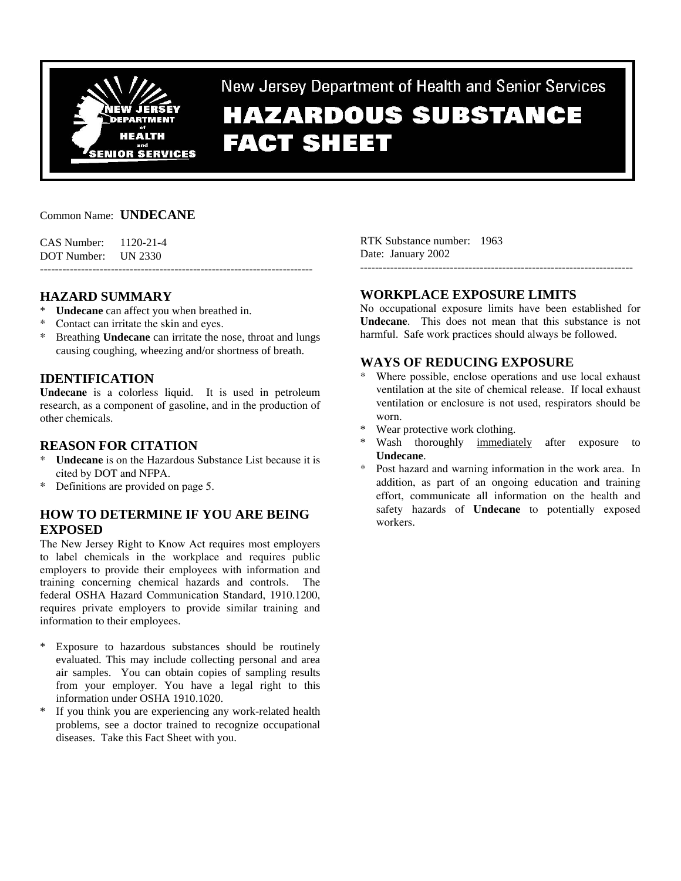New Jersey Department of Health and Senior Services

# HAZARDOUS SUBSTANCE FACT SHEET

Common Name: **UNDECANE**

CAS Number: 1120-21-4
DOT Number: UN 2330

RTK Substance number: 1963
Date: January 2002

---

## HAZARD SUMMARY

* **Undecane** can affect you when breathed in.
* Contact can irritate the skin and eyes.
* Breathing **Undecane** can irritate the nose, throat and lungs causing coughing, wheezing and/or shortness of breath.

## IDENTIFICATION

**Undecane** is a colorless liquid. It is used in petroleum research, as a component of gasoline, and in the production of other chemicals.

## REASON FOR CITATION

* **Undecane** is on the Hazardous Substance List because it is cited by DOT and NFPA.
* Definitions are provided on page 5.

## HOW TO DETERMINE IF YOU ARE BEING EXPOSED

The New Jersey Right to Know Act requires most employers to label chemicals in the workplace and requires public employers to provide their employees with information and training concerning chemical hazards and controls. The federal OSHA Hazard Communication Standard, 1910.1200, requires private employers to provide similar training and information to their employees.

* Exposure to hazardous substances should be routinely evaluated. This may include collecting personal and area air samples. You can obtain copies of sampling results from your employer. You have a legal right to this information under OSHA 1910.1020.
* If you think you are experiencing any work-related health problems, see a doctor trained to recognize occupational diseases. Take this Fact Sheet with you.

## WORKPLACE EXPOSURE LIMITS

No occupational exposure limits have been established for **Undecane**. This does not mean that this substance is not harmful. Safe work practices should always be followed.

## WAYS OF REDUCING EXPOSURE

* Where possible, enclose operations and use local exhaust ventilation at the site of chemical release. If local exhaust ventilation or enclosure is not used, respirators should be worn.
* Wear protective work clothing.
* Wash thoroughly immediately after exposure to **Undecane**.
* Post hazard and warning information in the work area. In addition, as part of an ongoing education and training effort, communicate all information on the health and safety hazards of **Undecane** to potentially exposed workers.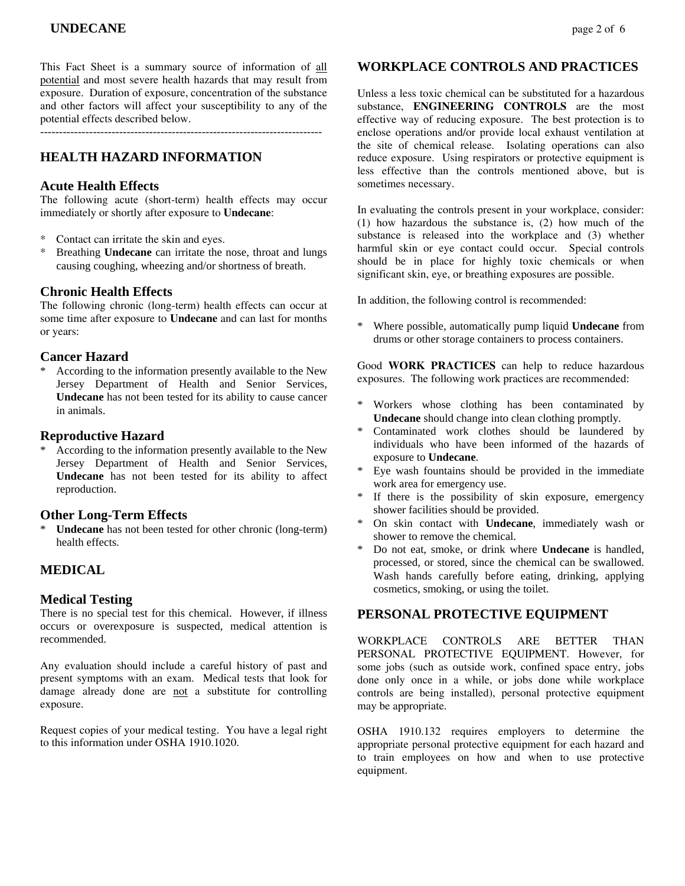This Fact Sheet is a summary source of information of all potential and most severe health hazards that may result from exposure. Duration of exposure, concentration of the substance and other factors will affect your susceptibility to any of the potential effects described below.

---

## HEALTH HAZARD INFORMATION

### Acute Health Effects

The following acute (short-term) health effects may occur immediately or shortly after exposure to **Undecane**:

* Contact can irritate the skin and eyes.
* Breathing **Undecane** can irritate the nose, throat and lungs causing coughing, wheezing and/or shortness of breath.

### Chronic Health Effects

The following chronic (long-term) health effects can occur at some time after exposure to **Undecane** and can last for months or years:

### Cancer Hazard

* According to the information presently available to the New Jersey Department of Health and Senior Services, **Undecane** has not been tested for its ability to cause cancer in animals.

### Reproductive Hazard

* According to the information presently available to the New Jersey Department of Health and Senior Services, **Undecane** has not been tested for its ability to affect reproduction.

### Other Long-Term Effects

* **Undecane** has not been tested for other chronic (long-term) health effects.

## MEDICAL

### Medical Testing

There is no special test for this chemical. However, if illness occurs or overexposure is suspected, medical attention is recommended.

Any evaluation should include a careful history of past and present symptoms with an exam. Medical tests that look for damage already done are not a substitute for controlling exposure.

Request copies of your medical testing. You have a legal right to this information under OSHA 1910.1020.

## WORKPLACE CONTROLS AND PRACTICES

Unless a less toxic chemical can be substituted for a hazardous substance, **ENGINEERING CONTROLS** are the most effective way of reducing exposure. The best protection is to enclose operations and/or provide local exhaust ventilation at the site of chemical release. Isolating operations can also reduce exposure. Using respirators or protective equipment is less effective than the controls mentioned above, but is sometimes necessary.

In evaluating the controls present in your workplace, consider: (1) how hazardous the substance is, (2) how much of the substance is released into the workplace and (3) whether harmful skin or eye contact could occur. Special controls should be in place for highly toxic chemicals or when significant skin, eye, or breathing exposures are possible.

In addition, the following control is recommended:

* Where possible, automatically pump liquid **Undecane** from drums or other storage containers to process containers.

Good **WORK PRACTICES** can help to reduce hazardous exposures. The following work practices are recommended:

* Workers whose clothing has been contaminated by **Undecane** should change into clean clothing promptly.
* Contaminated work clothes should be laundered by individuals who have been informed of the hazards of exposure to **Undecane**.
* Eye wash fountains should be provided in the immediate work area for emergency use.
* If there is the possibility of skin exposure, emergency shower facilities should be provided.
* On skin contact with **Undecane**, immediately wash or shower to remove the chemical.
* Do not eat, smoke, or drink where **Undecane** is handled, processed, or stored, since the chemical can be swallowed. Wash hands carefully before eating, drinking, applying cosmetics, smoking, or using the toilet.

## PERSONAL PROTECTIVE EQUIPMENT

WORKPLACE CONTROLS ARE BETTER THAN PERSONAL PROTECTIVE EQUIPMENT. However, for some jobs (such as outside work, confined space entry, jobs done only once in a while, or jobs done while workplace controls are being installed), personal protective equipment may be appropriate.

OSHA 1910.132 requires employers to determine the appropriate personal protective equipment for each hazard and to train employees on how and when to use protective equipment.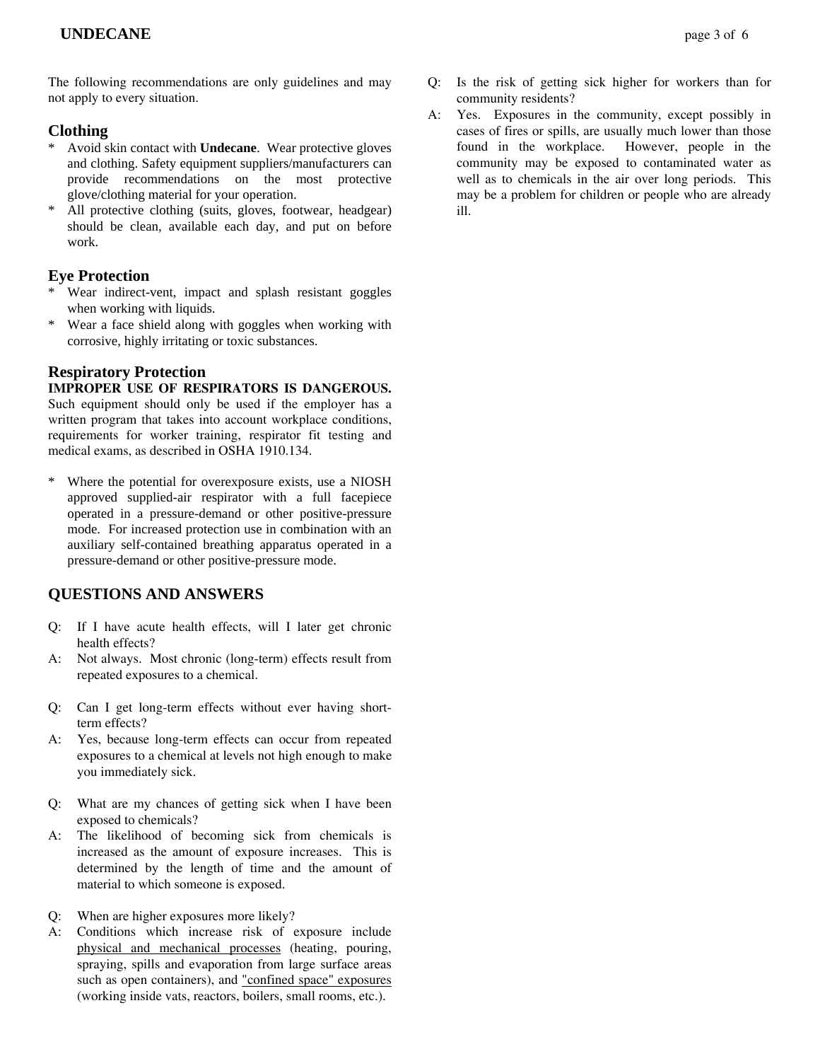The following recommendations are only guidelines and may not apply to every situation.

### Clothing

* Avoid skin contact with **Undecane**. Wear protective gloves and clothing. Safety equipment suppliers/manufacturers can provide recommendations on the most protective glove/clothing material for your operation.
* All protective clothing (suits, gloves, footwear, headgear) should be clean, available each day, and put on before work.

### Eye Protection

* Wear indirect-vent, impact and splash resistant goggles when working with liquids.
* Wear a face shield along with goggles when working with corrosive, highly irritating or toxic substances.

### Respiratory Protection

**IMPROPER USE OF RESPIRATORS IS DANGEROUS.** Such equipment should only be used if the employer has a written program that takes into account workplace conditions, requirements for worker training, respirator fit testing and medical exams, as described in OSHA 1910.134.

* Where the potential for overexposure exists, use a NIOSH approved supplied-air respirator with a full facepiece operated in a pressure-demand or other positive-pressure mode. For increased protection use in combination with an auxiliary self-contained breathing apparatus operated in a pressure-demand or other positive-pressure mode.

## QUESTIONS AND ANSWERS

Q: If I have acute health effects, will I later get chronic health effects?
A: Not always. Most chronic (long-term) effects result from repeated exposures to a chemical.

Q: Can I get long-term effects without ever having short-term effects?
A: Yes, because long-term effects can occur from repeated exposures to a chemical at levels not high enough to make you immediately sick.

Q: What are my chances of getting sick when I have been exposed to chemicals?
A: The likelihood of becoming sick from chemicals is increased as the amount of exposure increases. This is determined by the length of time and the amount of material to which someone is exposed.

Q: When are higher exposures more likely?
A: Conditions which increase risk of exposure include physical and mechanical processes (heating, pouring, spraying, spills and evaporation from large surface areas such as open containers), and "confined space" exposures (working inside vats, reactors, boilers, small rooms, etc.).

Q: Is the risk of getting sick higher for workers than for community residents?
A: Yes. Exposures in the community, except possibly in cases of fires or spills, are usually much lower than those found in the workplace. However, people in the community may be exposed to contaminated water as well as to chemicals in the air over long periods. This may be a problem for children or people who are already ill.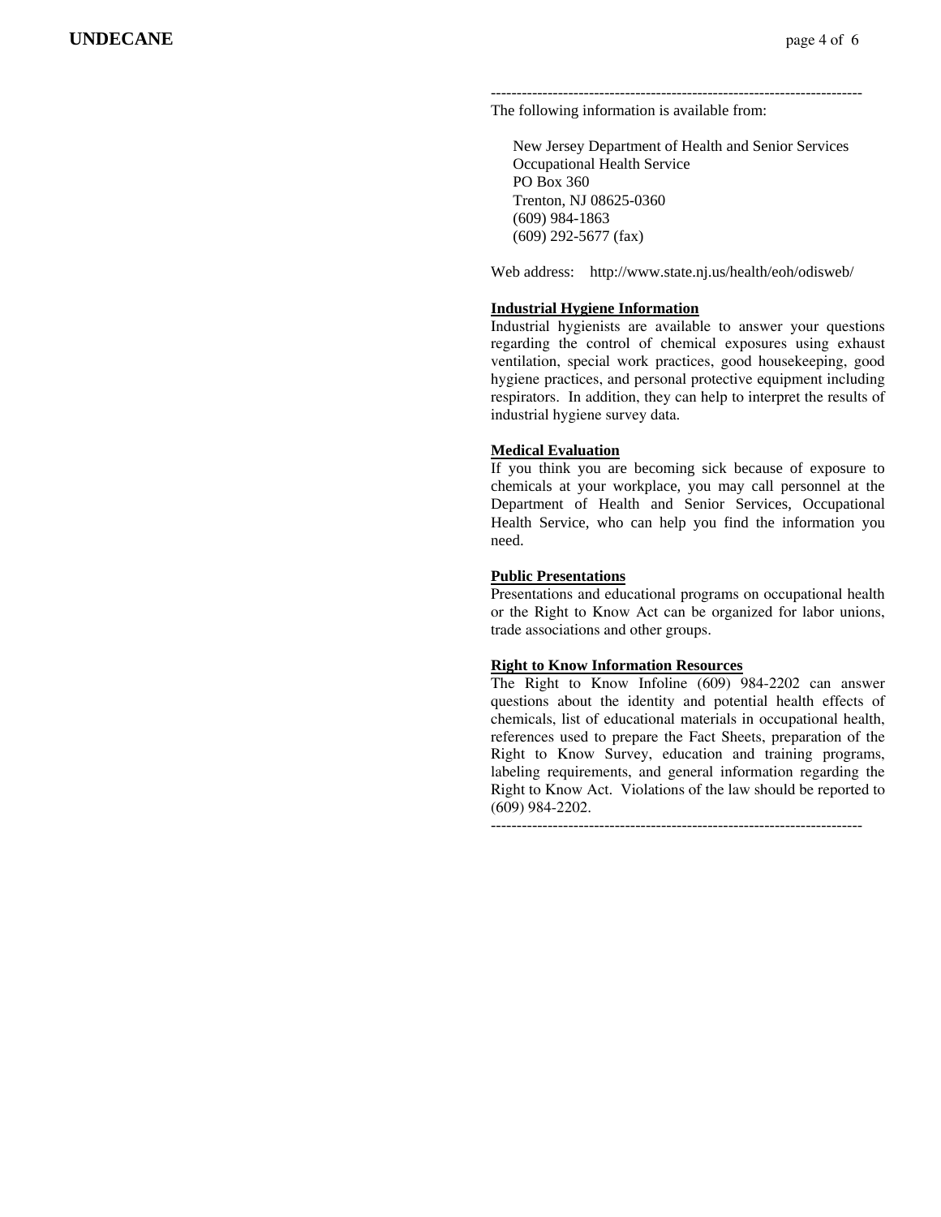------------------------------------------------------------------------

The following information is available from:

New Jersey Department of Health and Senior Services
Occupational Health Service
PO Box 360
Trenton, NJ 08625-0360
(609) 984-1863
(609) 292-5677 (fax)

Web address: http://www.state.nj.us/health/eoh/odisweb/

**Industrial Hygiene Information**

Industrial hygienists are available to answer your questions regarding the control of chemical exposures using exhaust ventilation, special work practices, good housekeeping, good hygiene practices, and personal protective equipment including respirators. In addition, they can help to interpret the results of industrial hygiene survey data.

**Medical Evaluation**

If you think you are becoming sick because of exposure to chemicals at your workplace, you may call personnel at the Department of Health and Senior Services, Occupational Health Service, who can help you find the information you need.

**Public Presentations**

Presentations and educational programs on occupational health or the Right to Know Act can be organized for labor unions, trade associations and other groups.

**Right to Know Information Resources**

The Right to Know Infoline (609) 984-2202 can answer questions about the identity and potential health effects of chemicals, list of educational materials in occupational health, references used to prepare the Fact Sheets, preparation of the Right to Know Survey, education and training programs, labeling requirements, and general information regarding the Right to Know Act. Violations of the law should be reported to (609) 984-2202.

------------------------------------------------------------------------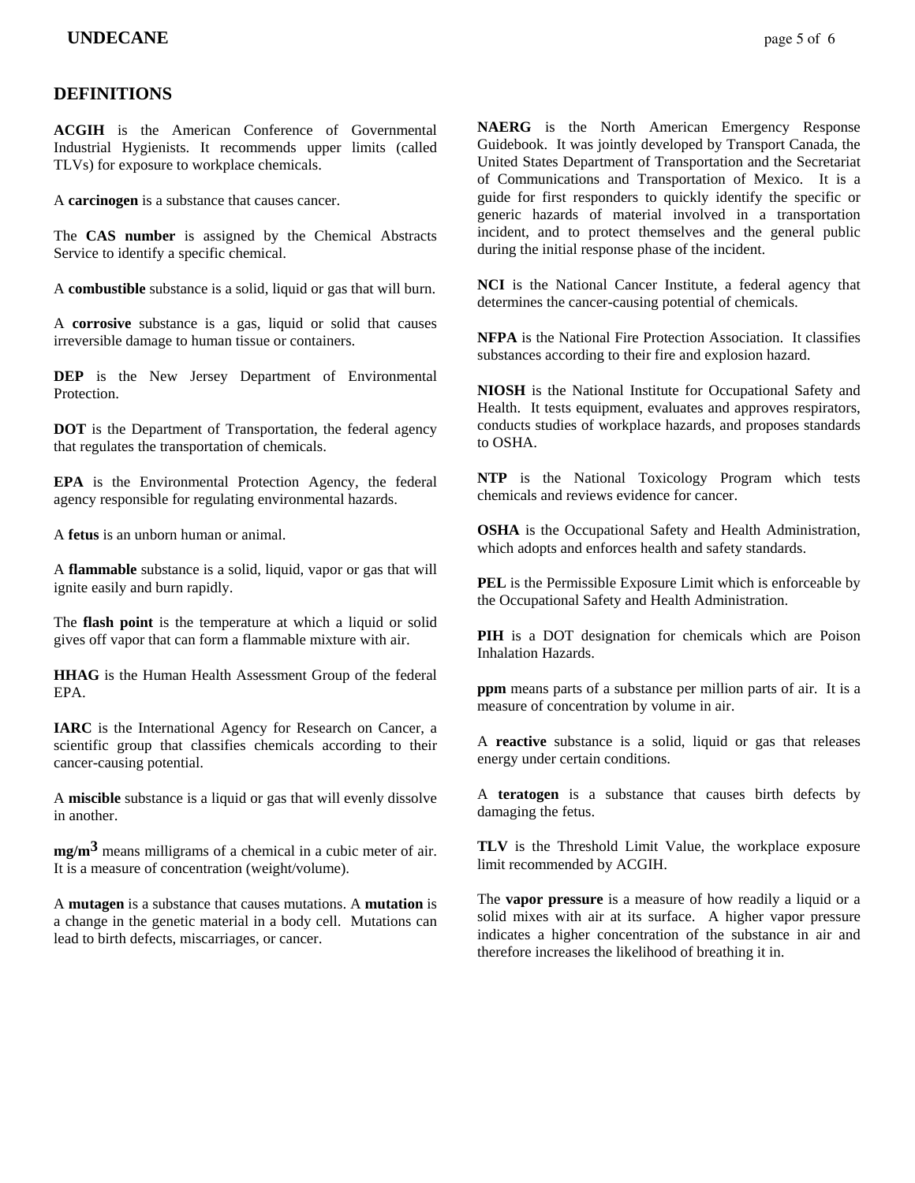## DEFINITIONS

**ACGIH** is the American Conference of Governmental Industrial Hygienists. It recommends upper limits (called TLVs) for exposure to workplace chemicals.

A **carcinogen** is a substance that causes cancer.

The **CAS number** is assigned by the Chemical Abstracts Service to identify a specific chemical.

A **combustible** substance is a solid, liquid or gas that will burn.

A **corrosive** substance is a gas, liquid or solid that causes irreversible damage to human tissue or containers.

**DEP** is the New Jersey Department of Environmental Protection.

**DOT** is the Department of Transportation, the federal agency that regulates the transportation of chemicals.

**EPA** is the Environmental Protection Agency, the federal agency responsible for regulating environmental hazards.

A **fetus** is an unborn human or animal.

A **flammable** substance is a solid, liquid, vapor or gas that will ignite easily and burn rapidly.

The **flash point** is the temperature at which a liquid or solid gives off vapor that can form a flammable mixture with air.

**HHAG** is the Human Health Assessment Group of the federal EPA.

**IARC** is the International Agency for Research on Cancer, a scientific group that classifies chemicals according to their cancer-causing potential.

A **miscible** substance is a liquid or gas that will evenly dissolve in another.

**mg/m$^3$** means milligrams of a chemical in a cubic meter of air. It is a measure of concentration (weight/volume).

A **mutagen** is a substance that causes mutations. A **mutation** is a change in the genetic material in a body cell. Mutations can lead to birth defects, miscarriages, or cancer.

**NAERG** is the North American Emergency Response Guidebook. It was jointly developed by Transport Canada, the United States Department of Transportation and the Secretariat of Communications and Transportation of Mexico. It is a guide for first responders to quickly identify the specific or generic hazards of material involved in a transportation incident, and to protect themselves and the general public during the initial response phase of the incident.

**NCI** is the National Cancer Institute, a federal agency that determines the cancer-causing potential of chemicals.

**NFPA** is the National Fire Protection Association. It classifies substances according to their fire and explosion hazard.

**NIOSH** is the National Institute for Occupational Safety and Health. It tests equipment, evaluates and approves respirators, conducts studies of workplace hazards, and proposes standards to OSHA.

**NTP** is the National Toxicology Program which tests chemicals and reviews evidence for cancer.

**OSHA** is the Occupational Safety and Health Administration, which adopts and enforces health and safety standards.

**PEL** is the Permissible Exposure Limit which is enforceable by the Occupational Safety and Health Administration.

**PIH** is a DOT designation for chemicals which are Poison Inhalation Hazards.

**ppm** means parts of a substance per million parts of air. It is a measure of concentration by volume in air.

A **reactive** substance is a solid, liquid or gas that releases energy under certain conditions.

A **teratogen** is a substance that causes birth defects by damaging the fetus.

**TLV** is the Threshold Limit Value, the workplace exposure limit recommended by ACGIH.

The **vapor pressure** is a measure of how readily a liquid or a solid mixes with air at its surface. A higher vapor pressure indicates a higher concentration of the substance in air and therefore increases the likelihood of breathing it in.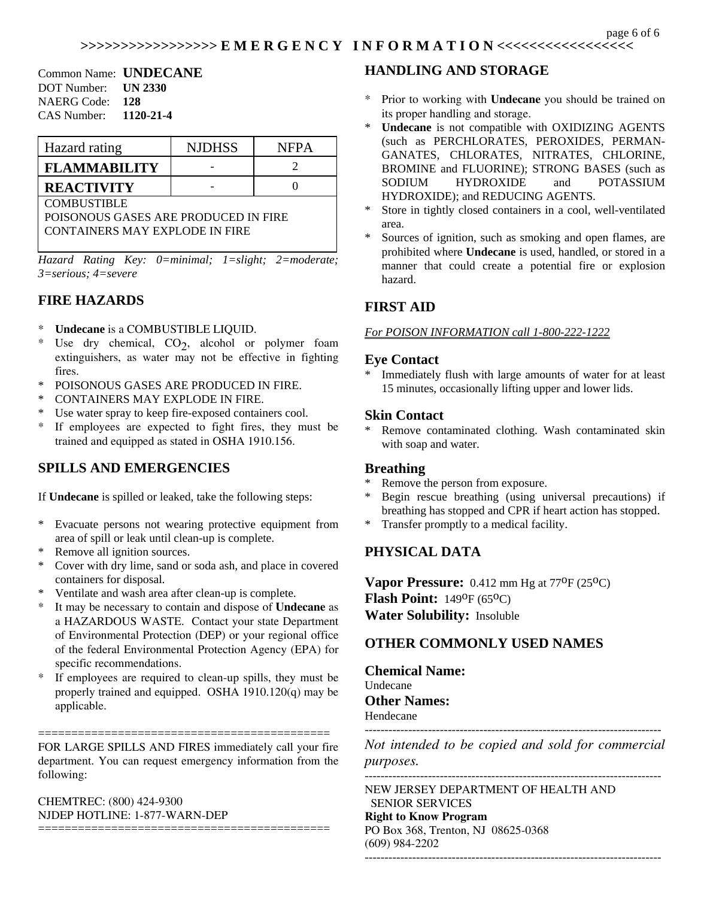# >>>>>>>>>>>>>>>> E M E R G E N C Y I N F O R M A T I O N <<<<<<<<<<<<<<<<<

Common Name: **UNDECANE**
DOT Number: **UN 2330**
NAERG Code: **128**
CAS Number: **1120-21-4**

| Hazard rating | NJDHSS | NFPA |
|---|---|---|
| **FLAMMABILITY** | - | 2 |
| **REACTIVITY** | - | 0 |
| COMBUSTIBLE<br>POISONOUS GASES ARE PRODUCED IN FIRE<br>CONTAINERS MAY EXPLODE IN FIRE | | |

*Hazard Rating Key: 0=minimal; 1=slight; 2=moderate; 3=serious; 4=severe*

## FIRE HAZARDS

* **Undecane** is a COMBUSTIBLE LIQUID.
* Use dry chemical, $CO_2$, alcohol or polymer foam extinguishers, as water may not be effective in fighting fires.
* POISONOUS GASES ARE PRODUCED IN FIRE.
* CONTAINERS MAY EXPLODE IN FIRE.
* Use water spray to keep fire-exposed containers cool.
* If employees are expected to fight fires, they must be trained and equipped as stated in OSHA 1910.156.

## SPILLS AND EMERGENCIES

If **Undecane** is spilled or leaked, take the following steps:

* Evacuate persons not wearing protective equipment from area of spill or leak until clean-up is complete.
* Remove all ignition sources.
* Cover with dry lime, sand or soda ash, and place in covered containers for disposal.
* Ventilate and wash area after clean-up is complete.
* It may be necessary to contain and dispose of **Undecane** as a HAZARDOUS WASTE. Contact your state Department of Environmental Protection (DEP) or your regional office of the federal Environmental Protection Agency (EPA) for specific recommendations.
* If employees are required to clean-up spills, they must be properly trained and equipped. OSHA 1910.120(q) may be applicable.

==========================================

FOR LARGE SPILLS AND FIRES immediately call your fire department. You can request emergency information from the following:

CHEMTREC: (800) 424-9300
NJDEP HOTLINE: 1-877-WARN-DEP

==========================================

## HANDLING AND STORAGE

* Prior to working with **Undecane** you should be trained on its proper handling and storage.
* **Undecane** is not compatible with OXIDIZING AGENTS (such as PERCHLORATES, PEROXIDES, PERMANGANATES, CHLORATES, NITRATES, CHLORINE, BROMINE and FLUORINE); STRONG BASES (such as SODIUM HYDROXIDE and POTASSIUM HYDROXIDE); and REDUCING AGENTS.
* Store in tightly closed containers in a cool, well-ventilated area.
* Sources of ignition, such as smoking and open flames, are prohibited where **Undecane** is used, handled, or stored in a manner that could create a potential fire or explosion hazard.

## FIRST AID

*For POISON INFORMATION call 1-800-222-1222*

### Eye Contact

* Immediately flush with large amounts of water for at least 15 minutes, occasionally lifting upper and lower lids.

### Skin Contact

* Remove contaminated clothing. Wash contaminated skin with soap and water.

### Breathing

* Remove the person from exposure.
* Begin rescue breathing (using universal precautions) if breathing has stopped and CPR if heart action has stopped.
* Transfer promptly to a medical facility.

## PHYSICAL DATA

**Vapor Pressure:** 0.412 mm Hg at 77°F (25°C)
**Flash Point:** 149°F (65°C)
**Water Solubility:** Insoluble

## OTHER COMMONLY USED NAMES

**Chemical Name:**
Undecane
**Other Names:**
Hendecane

---

*Not intended to be copied and sold for commercial purposes.*

---

NEW JERSEY DEPARTMENT OF HEALTH AND SENIOR SERVICES
**Right to Know Program**
PO Box 368, Trenton, NJ 08625-0368
(609) 984-2202

---